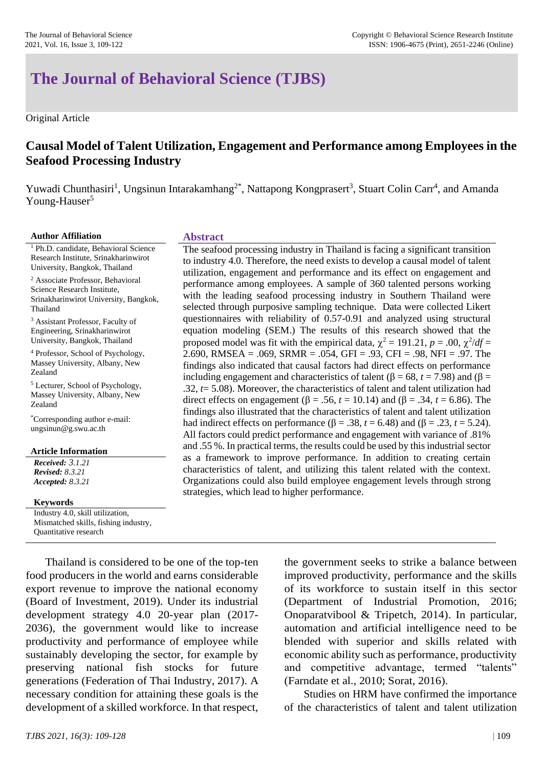# The Journal of Behavioral Science (TJBS)

Original Article

## Causal Model of Talent Utilization, Engagement and Performance among Employees in the Seafood Processing Industry

Yuwadi Chunthasiri[1], Ungsinun Intarakamhang[2*], Nattapong Kongprasert[3], Stuart Colin Carr[4], and Amanda Young-Hauser[5]

**Author Affiliation**

[1] Ph.D. candidate, Behavioral Science Research Institute, Srinakharinwirot University, Bangkok, Thailand

[2] Associate Professor, Behavioral Science Research Institute, Srinakharinwirot University, Bangkok, Thailand

[3] Assistant Professor, Faculty of Engineering, Srinakharinwirot University, Bangkok, Thailand

[4] Professor, School of Psychology, Massey University, Albany, New Zealand

[5] Lecturer, School of Psychology, Massey University, Albany, New Zealand

[*]Corresponding author e-mail: ungsinun@g.swu.ac.th

**Article Information**

***Received:*** *3.1.21*
***Revised:*** *8.3.21*
***Accepted:*** *8.3.21*

**Keywords**

Industry 4.0, skill utilization, Mismatched skills, fishing industry, Quantitative research

### Abstract

The seafood processing industry in Thailand is facing a significant transition to industry 4.0. Therefore, the need exists to develop a causal model of talent utilization, engagement and performance and its effect on engagement and performance among employees. A sample of 360 talented persons working with the leading seafood processing industry in Southern Thailand were selected through purposive sampling technique. Data were collected Likert questionnaires with reliability of 0.57-0.91 and analyzed using structural equation modeling (SEM.) The results of this research showed that the proposed model was fit with the empirical data, $\chi^2 = 191.21$, $p = .00$, $\chi^2/df = 2.690$, RMSEA = .069, SRMR = .054, GFI = .93, CFI = .98, NFI = .97. The findings also indicated that causal factors had direct effects on performance including engagement and characteristics of talent ($\beta = 68$, $t = 7.98$) and ($\beta = .32$, $t = 5.08$). Moreover, the characteristics of talent and talent utilization had direct effects on engagement ($\beta = .56$, $t = 10.14$) and ($\beta = .34$, $t = 6.86$). The findings also illustrated that the characteristics of talent and talent utilization had indirect effects on performance ($\beta = .38$, $t = 6.48$) and ($\beta = .23$, $t = 5.24$). All factors could predict performance and engagement with variance of .81% and .55 %. In practical terms, the results could be used by this industrial sector as a framework to improve performance. In addition to creating certain characteristics of talent, and utilizing this talent related with the context. Organizations could also build employee engagement levels through strong strategies, which lead to higher performance.

Thailand is considered to be one of the top-ten food producers in the world and earns considerable export revenue to improve the national economy (Board of Investment, 2019). Under its industrial development strategy 4.0 20-year plan (2017-2036), the government would like to increase productivity and performance of employee while sustainably developing the sector, for example by preserving national fish stocks for future generations (Federation of Thai Industry, 2017). A necessary condition for attaining these goals is the development of a skilled workforce. In that respect, the government seeks to strike a balance between improved productivity, performance and the skills of its workforce to sustain itself in this sector (Department of Industrial Promotion, 2016; Onoparatvibool & Tripetch, 2014). In particular, automation and artificial intelligence need to be blended with superior and skills related with economic ability such as performance, productivity and competitive advantage, termed "talents" (Farndate et al., 2010; Sorat, 2016).

Studies on HRM have confirmed the importance of the characteristics of talent and talent utilization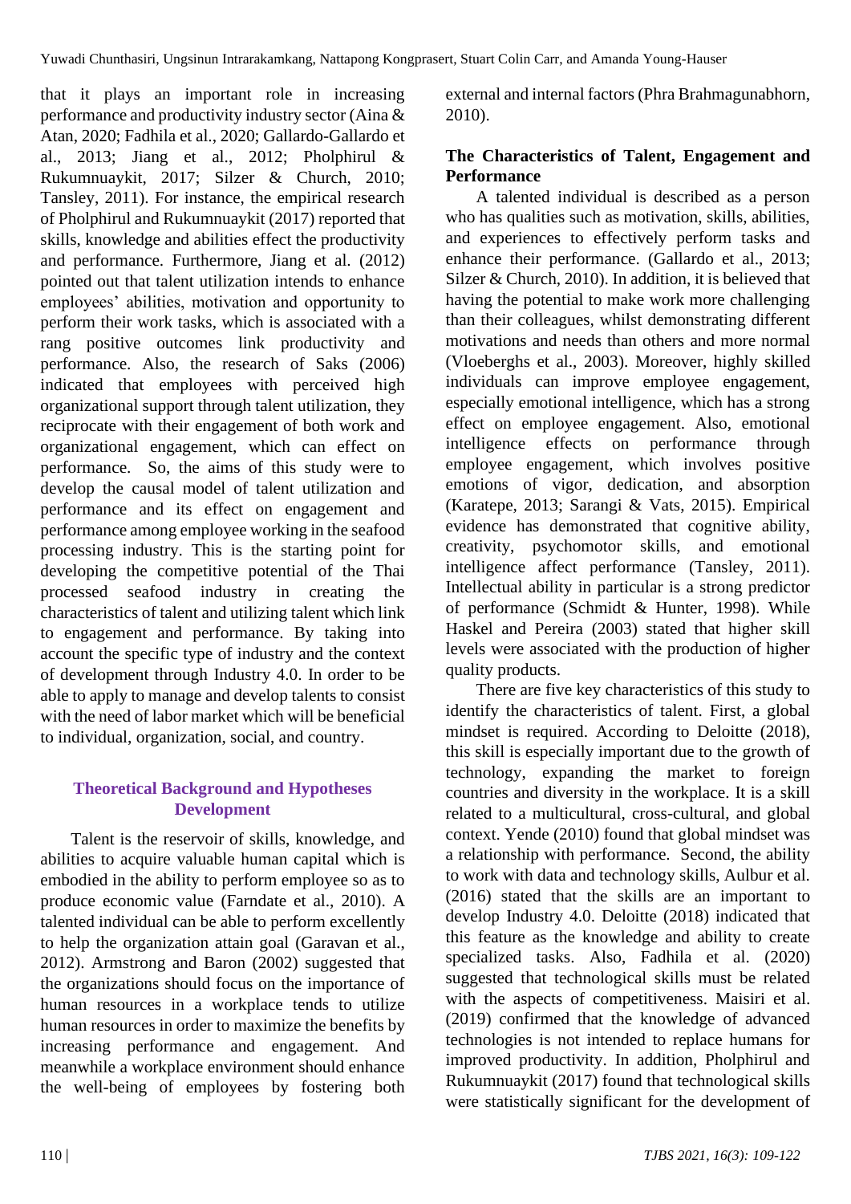that it plays an important role in increasing performance and productivity industry sector (Aina & Atan, 2020; Fadhila et al., 2020; Gallardo-Gallardo et al., 2013; Jiang et al., 2012; Pholphirul & Rukumnuaykit, 2017; Silzer & Church, 2010; Tansley, 2011). For instance, the empirical research of Pholphirul and Rukumnuaykit (2017) reported that skills, knowledge and abilities effect the productivity and performance. Furthermore, Jiang et al. (2012) pointed out that talent utilization intends to enhance employees' abilities, motivation and opportunity to perform their work tasks, which is associated with a rang positive outcomes link productivity and performance. Also, the research of Saks (2006) indicated that employees with perceived high organizational support through talent utilization, they reciprocate with their engagement of both work and organizational engagement, which can effect on performance. So, the aims of this study were to develop the causal model of talent utilization and performance and its effect on engagement and performance among employee working in the seafood processing industry. This is the starting point for developing the competitive potential of the Thai processed seafood industry in creating the characteristics of talent and utilizing talent which link to engagement and performance. By taking into account the specific type of industry and the context of development through Industry 4.0. In order to be able to apply to manage and develop talents to consist with the need of labor market which will be beneficial to individual, organization, social, and country.

## Theoretical Background and Hypotheses Development

Talent is the reservoir of skills, knowledge, and abilities to acquire valuable human capital which is embodied in the ability to perform employee so as to produce economic value (Farndate et al., 2010). A talented individual can be able to perform excellently to help the organization attain goal (Garavan et al., 2012). Armstrong and Baron (2002) suggested that the organizations should focus on the importance of human resources in a workplace tends to utilize human resources in order to maximize the benefits by increasing performance and engagement. And meanwhile a workplace environment should enhance the well-being of employees by fostering both external and internal factors (Phra Brahmagunabhorn, 2010).

### The Characteristics of Talent, Engagement and Performance

A talented individual is described as a person who has qualities such as motivation, skills, abilities, and experiences to effectively perform tasks and enhance their performance. (Gallardo et al., 2013; Silzer & Church, 2010). In addition, it is believed that having the potential to make work more challenging than their colleagues, whilst demonstrating different motivations and needs than others and more normal (Vloeberghs et al., 2003). Moreover, highly skilled individuals can improve employee engagement, especially emotional intelligence, which has a strong effect on employee engagement. Also, emotional intelligence effects on performance through employee engagement, which involves positive emotions of vigor, dedication, and absorption (Karatepe, 2013; Sarangi & Vats, 2015). Empirical evidence has demonstrated that cognitive ability, creativity, psychomotor skills, and emotional intelligence affect performance (Tansley, 2011). Intellectual ability in particular is a strong predictor of performance (Schmidt & Hunter, 1998). While Haskel and Pereira (2003) stated that higher skill levels were associated with the production of higher quality products.

There are five key characteristics of this study to identify the characteristics of talent. First, a global mindset is required. According to Deloitte (2018), this skill is especially important due to the growth of technology, expanding the market to foreign countries and diversity in the workplace. It is a skill related to a multicultural, cross-cultural, and global context. Yende (2010) found that global mindset was a relationship with performance. Second, the ability to work with data and technology skills, Aulbur et al. (2016) stated that the skills are an important to develop Industry 4.0. Deloitte (2018) indicated that this feature as the knowledge and ability to create specialized tasks. Also, Fadhila et al. (2020) suggested that technological skills must be related with the aspects of competitiveness. Maisiri et al. (2019) confirmed that the knowledge of advanced technologies is not intended to replace humans for improved productivity. In addition, Pholphirul and Rukumnuaykit (2017) found that technological skills were statistically significant for the development of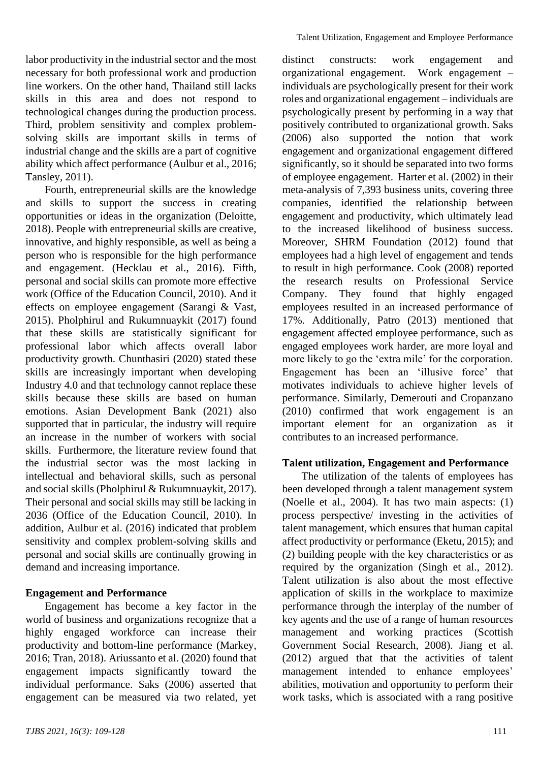labor productivity in the industrial sector and the most necessary for both professional work and production line workers. On the other hand, Thailand still lacks skills in this area and does not respond to technological changes during the production process. Third, problem sensitivity and complex problem-solving skills are important skills in terms of industrial change and the skills are a part of cognitive ability which affect performance (Aulbur et al., 2016; Tansley, 2011).

Fourth, entrepreneurial skills are the knowledge and skills to support the success in creating opportunities or ideas in the organization (Deloitte, 2018). People with entrepreneurial skills are creative, innovative, and highly responsible, as well as being a person who is responsible for the high performance and engagement. (Hecklau et al., 2016). Fifth, personal and social skills can promote more effective work (Office of the Education Council, 2010). And it effects on employee engagement (Sarangi & Vast, 2015). Pholphirul and Rukumnuaykit (2017) found that these skills are statistically significant for professional labor which affects overall labor productivity growth. Chunthasiri (2020) stated these skills are increasingly important when developing Industry 4.0 and that technology cannot replace these skills because these skills are based on human emotions. Asian Development Bank (2021) also supported that in particular, the industry will require an increase in the number of workers with social skills. Furthermore, the literature review found that the industrial sector was the most lacking in intellectual and behavioral skills, such as personal and social skills (Pholphirul & Rukumnuaykit, 2017). Their personal and social skills may still be lacking in 2036 (Office of the Education Council, 2010). In addition, Aulbur et al. (2016) indicated that problem sensitivity and complex problem-solving skills and personal and social skills are continually growing in demand and increasing importance.

**Engagement and Performance**

Engagement has become a key factor in the world of business and organizations recognize that a highly engaged workforce can increase their productivity and bottom-line performance (Markey, 2016; Tran, 2018). Ariussanto et al. (2020) found that engagement impacts significantly toward the individual performance. Saks (2006) asserted that engagement can be measured via two related, yet distinct constructs: work engagement and organizational engagement. Work engagement – individuals are psychologically present for their work roles and organizational engagement – individuals are psychologically present by performing in a way that positively contributed to organizational growth. Saks (2006) also supported the notion that work engagement and organizational engagement differed significantly, so it should be separated into two forms of employee engagement. Harter et al. (2002) in their meta-analysis of 7,393 business units, covering three companies, identified the relationship between engagement and productivity, which ultimately lead to the increased likelihood of business success. Moreover, SHRM Foundation (2012) found that employees had a high level of engagement and tends to result in high performance. Cook (2008) reported the research results on Professional Service Company. They found that highly engaged employees resulted in an increased performance of 17%. Additionally, Patro (2013) mentioned that engagement affected employee performance, such as engaged employees work harder, are more loyal and more likely to go the 'extra mile' for the corporation. Engagement has been an 'illusive force' that motivates individuals to achieve higher levels of performance. Similarly, Demerouti and Cropanzano (2010) confirmed that work engagement is an important element for an organization as it contributes to an increased performance.

**Talent utilization, Engagement and Performance**

The utilization of the talents of employees has been developed through a talent management system (Noelle et al., 2004). It has two main aspects: (1) process perspective/ investing in the activities of talent management, which ensures that human capital affect productivity or performance (Eketu, 2015); and (2) building people with the key characteristics or as required by the organization (Singh et al., 2012). Talent utilization is also about the most effective application of skills in the workplace to maximize performance through the interplay of the number of key agents and the use of a range of human resources management and working practices (Scottish Government Social Research, 2008). Jiang et al. (2012) argued that that the activities of talent management intended to enhance employees' abilities, motivation and opportunity to perform their work tasks, which is associated with a rang positive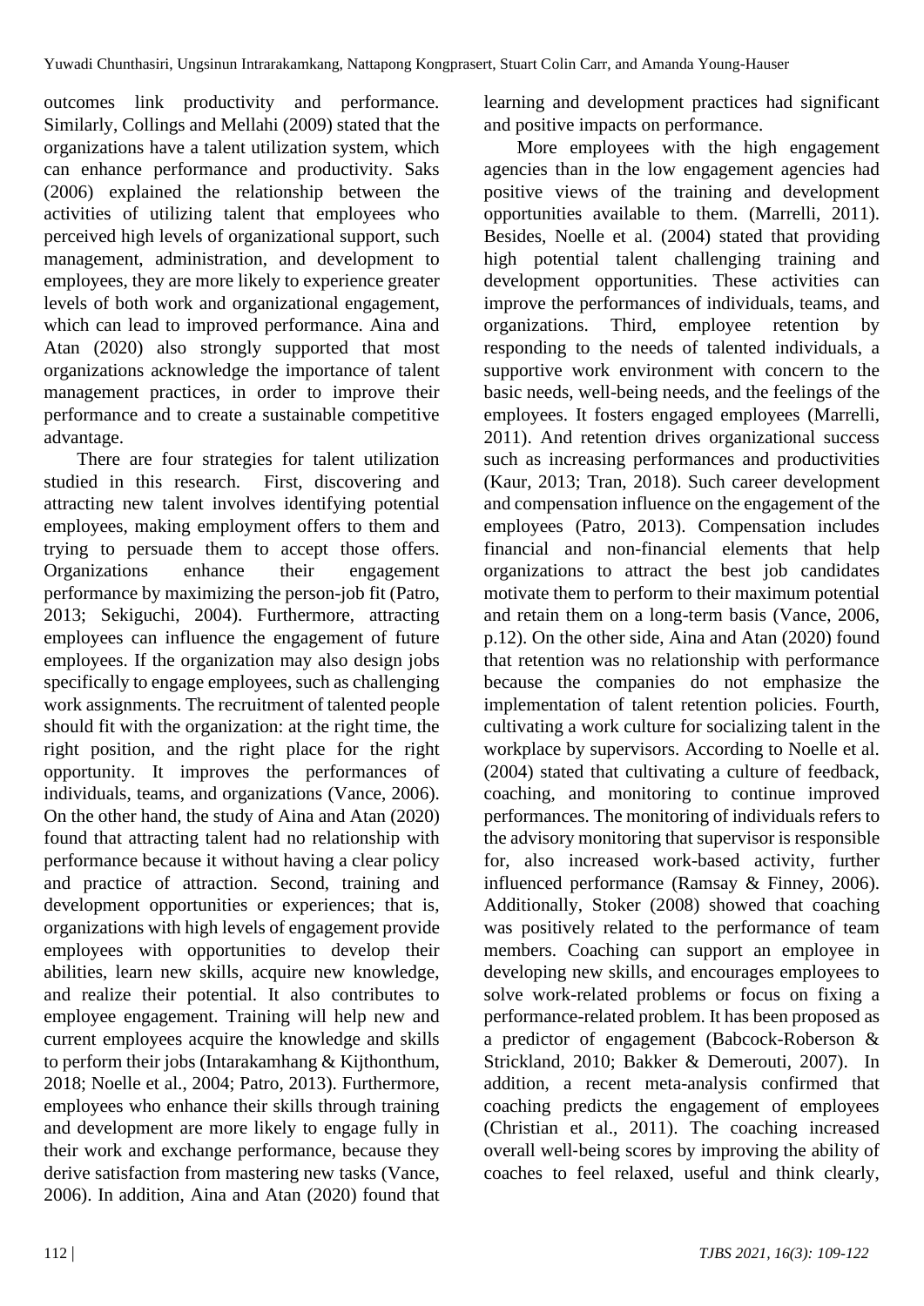outcomes link productivity and performance. Similarly, Collings and Mellahi (2009) stated that the organizations have a talent utilization system, which can enhance performance and productivity. Saks (2006) explained the relationship between the activities of utilizing talent that employees who perceived high levels of organizational support, such management, administration, and development to employees, they are more likely to experience greater levels of both work and organizational engagement, which can lead to improved performance. Aina and Atan (2020) also strongly supported that most organizations acknowledge the importance of talent management practices, in order to improve their performance and to create a sustainable competitive advantage.

There are four strategies for talent utilization studied in this research. First, discovering and attracting new talent involves identifying potential employees, making employment offers to them and trying to persuade them to accept those offers. Organizations enhance their engagement performance by maximizing the person-job fit (Patro, 2013; Sekiguchi, 2004). Furthermore, attracting employees can influence the engagement of future employees. If the organization may also design jobs specifically to engage employees, such as challenging work assignments. The recruitment of talented people should fit with the organization: at the right time, the right position, and the right place for the right opportunity. It improves the performances of individuals, teams, and organizations (Vance, 2006). On the other hand, the study of Aina and Atan (2020) found that attracting talent had no relationship with performance because it without having a clear policy and practice of attraction. Second, training and development opportunities or experiences; that is, organizations with high levels of engagement provide employees with opportunities to develop their abilities, learn new skills, acquire new knowledge, and realize their potential. It also contributes to employee engagement. Training will help new and current employees acquire the knowledge and skills to perform their jobs (Intarakamhang & Kijthonthum, 2018; Noelle et al., 2004; Patro, 2013). Furthermore, employees who enhance their skills through training and development are more likely to engage fully in their work and exchange performance, because they derive satisfaction from mastering new tasks (Vance, 2006). In addition, Aina and Atan (2020) found that learning and development practices had significant and positive impacts on performance.

More employees with the high engagement agencies than in the low engagement agencies had positive views of the training and development opportunities available to them. (Marrelli, 2011). Besides, Noelle et al. (2004) stated that providing high potential talent challenging training and development opportunities. These activities can improve the performances of individuals, teams, and organizations. Third, employee retention by responding to the needs of talented individuals, a supportive work environment with concern to the basic needs, well-being needs, and the feelings of the employees. It fosters engaged employees (Marrelli, 2011). And retention drives organizational success such as increasing performances and productivities (Kaur, 2013; Tran, 2018). Such career development and compensation influence on the engagement of the employees (Patro, 2013). Compensation includes financial and non-financial elements that help organizations to attract the best job candidates motivate them to perform to their maximum potential and retain them on a long-term basis (Vance, 2006, p.12). On the other side, Aina and Atan (2020) found that retention was no relationship with performance because the companies do not emphasize the implementation of talent retention policies. Fourth, cultivating a work culture for socializing talent in the workplace by supervisors. According to Noelle et al. (2004) stated that cultivating a culture of feedback, coaching, and monitoring to continue improved performances. The monitoring of individuals refers to the advisory monitoring that supervisor is responsible for, also increased work-based activity, further influenced performance (Ramsay & Finney, 2006). Additionally, Stoker (2008) showed that coaching was positively related to the performance of team members. Coaching can support an employee in developing new skills, and encourages employees to solve work-related problems or focus on fixing a performance-related problem. It has been proposed as a predictor of engagement (Babcock-Roberson & Strickland, 2010; Bakker & Demerouti, 2007). In addition, a recent meta-analysis confirmed that coaching predicts the engagement of employees (Christian et al., 2011). The coaching increased overall well-being scores by improving the ability of coaches to feel relaxed, useful and think clearly,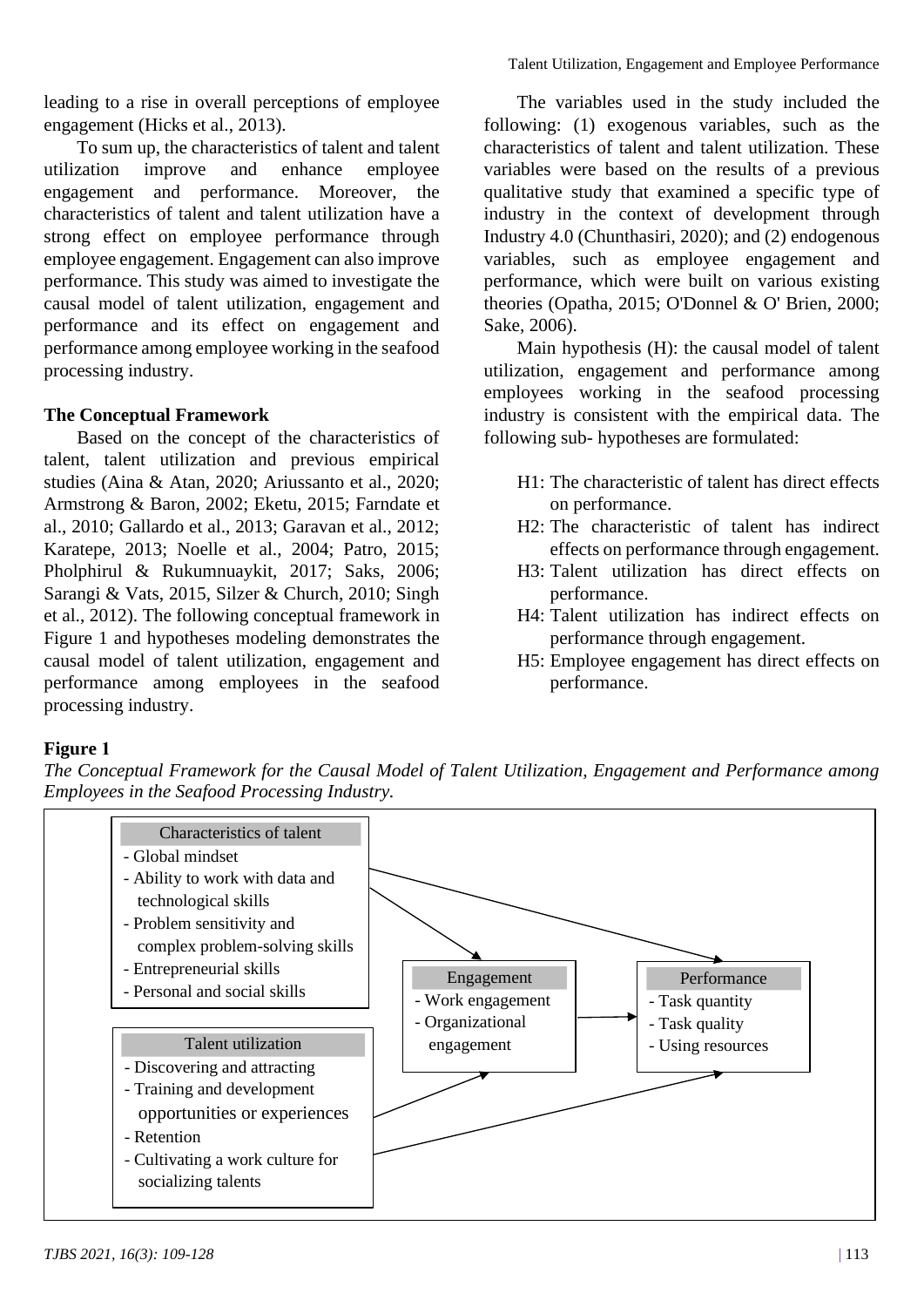leading to a rise in overall perceptions of employee engagement (Hicks et al., 2013).

To sum up, the characteristics of talent and talent utilization improve and enhance employee engagement and performance. Moreover, the characteristics of talent and talent utilization have a strong effect on employee performance through employee engagement. Engagement can also improve performance. This study was aimed to investigate the causal model of talent utilization, engagement and performance and its effect on engagement and performance among employee working in the seafood processing industry.

### The Conceptual Framework

Based on the concept of the characteristics of talent, talent utilization and previous empirical studies (Aina & Atan, 2020; Ariussanto et al., 2020; Armstrong & Baron, 2002; Eketu, 2015; Farndate et al., 2010; Gallardo et al., 2013; Garavan et al., 2012; Karatepe, 2013; Noelle et al., 2004; Patro, 2015; Pholphirul & Rukumnuaykit, 2017; Saks, 2006; Sarangi & Vats, 2015, Silzer & Church, 2010; Singh et al., 2012). The following conceptual framework in Figure 1 and hypotheses modeling demonstrates the causal model of talent utilization, engagement and performance among employees in the seafood processing industry.

The variables used in the study included the following: (1) exogenous variables, such as the characteristics of talent and talent utilization. These variables were based on the results of a previous qualitative study that examined a specific type of industry in the context of development through Industry 4.0 (Chunthasiri, 2020); and (2) endogenous variables, such as employee engagement and performance, which were built on various existing theories (Opatha, 2015; O'Donnel & O' Brien, 2000; Sake, 2006).

Main hypothesis (H): the causal model of talent utilization, engagement and performance among employees working in the seafood processing industry is consistent with the empirical data. The following sub- hypotheses are formulated:

- H1: The characteristic of talent has direct effects on performance.
- H2: The characteristic of talent has indirect effects on performance through engagement.
- H3: Talent utilization has direct effects on performance.
- H4: Talent utilization has indirect effects on performance through engagement.
- H5: Employee engagement has direct effects on performance.

**Figure 1**

*The Conceptual Framework for the Causal Model of Talent Utilization, Engagement and Performance among Employees in the Seafood Processing Industry.*

Characteristics of talent
- Global mindset
- Ability to work with data and technological skills
- Problem sensitivity and complex problem-solving skills
- Entrepreneurial skills
- Personal and social skills

Talent utilization
- Discovering and attracting
- Training and development opportunities or experiences
- Retention
- Cultivating a work culture for socializing talents

Engagement
- Work engagement
- Organizational engagement

Performance
- Task quantity
- Task quality
- Using resources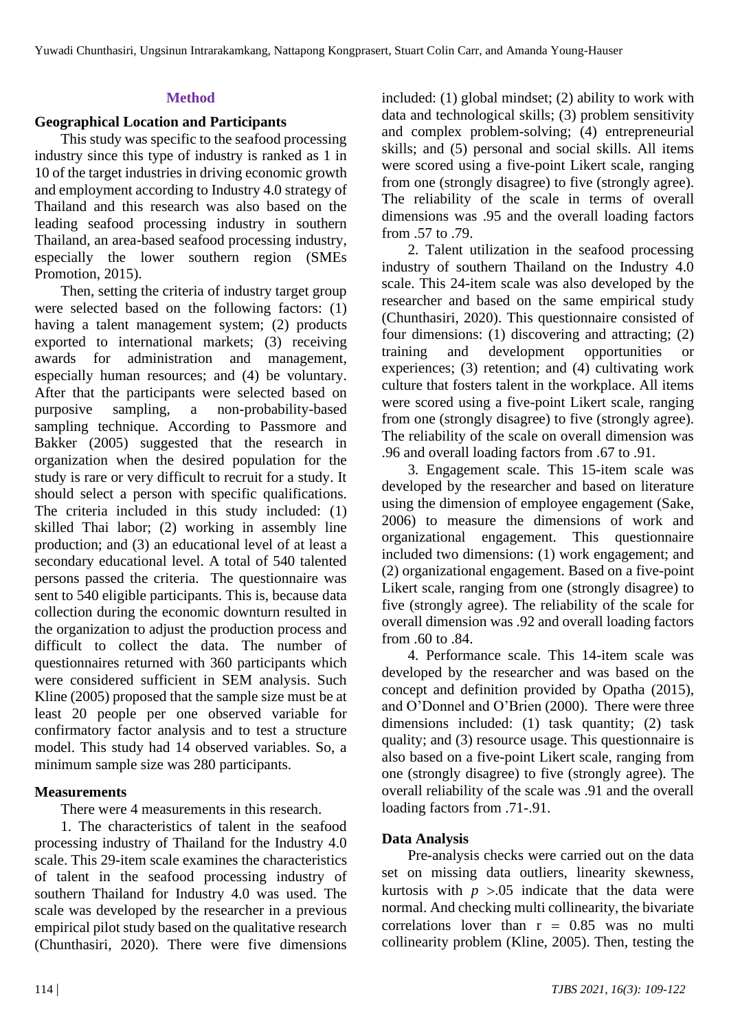## Method

### Geographical Location and Participants

This study was specific to the seafood processing industry since this type of industry is ranked as 1 in 10 of the target industries in driving economic growth and employment according to Industry 4.0 strategy of Thailand and this research was also based on the leading seafood processing industry in southern Thailand, an area-based seafood processing industry, especially the lower southern region (SMEs Promotion, 2015).

Then, setting the criteria of industry target group were selected based on the following factors: (1) having a talent management system; (2) products exported to international markets; (3) receiving awards for administration and management, especially human resources; and (4) be voluntary. After that the participants were selected based on purposive sampling, a non-probability-based sampling technique. According to Passmore and Bakker (2005) suggested that the research in organization when the desired population for the study is rare or very difficult to recruit for a study. It should select a person with specific qualifications. The criteria included in this study included: (1) skilled Thai labor; (2) working in assembly line production; and (3) an educational level of at least a secondary educational level. A total of 540 talented persons passed the criteria. The questionnaire was sent to 540 eligible participants. This is, because data collection during the economic downturn resulted in the organization to adjust the production process and difficult to collect the data. The number of questionnaires returned with 360 participants which were considered sufficient in SEM analysis. Such Kline (2005) proposed that the sample size must be at least 20 people per one observed variable for confirmatory factor analysis and to test a structure model. This study had 14 observed variables. So, a minimum sample size was 280 participants.

### Measurements

There were 4 measurements in this research.

1. The characteristics of talent in the seafood processing industry of Thailand for the Industry 4.0 scale. This 29-item scale examines the characteristics of talent in the seafood processing industry of southern Thailand for Industry 4.0 was used. The scale was developed by the researcher in a previous empirical pilot study based on the qualitative research (Chunthasiri, 2020). There were five dimensions included: (1) global mindset; (2) ability to work with data and technological skills; (3) problem sensitivity and complex problem-solving; (4) entrepreneurial skills; and (5) personal and social skills. All items were scored using a five-point Likert scale, ranging from one (strongly disagree) to five (strongly agree). The reliability of the scale in terms of overall dimensions was .95 and the overall loading factors from .57 to .79.

2. Talent utilization in the seafood processing industry of southern Thailand on the Industry 4.0 scale. This 24-item scale was also developed by the researcher and based on the same empirical study (Chunthasiri, 2020). This questionnaire consisted of four dimensions: (1) discovering and attracting; (2) training and development opportunities or experiences; (3) retention; and (4) cultivating work culture that fosters talent in the workplace. All items were scored using a five-point Likert scale, ranging from one (strongly disagree) to five (strongly agree). The reliability of the scale on overall dimension was .96 and overall loading factors from .67 to .91.

3. Engagement scale. This 15-item scale was developed by the researcher and based on literature using the dimension of employee engagement (Sake, 2006) to measure the dimensions of work and organizational engagement. This questionnaire included two dimensions: (1) work engagement; and (2) organizational engagement. Based on a five-point Likert scale, ranging from one (strongly disagree) to five (strongly agree). The reliability of the scale for overall dimension was .92 and overall loading factors from .60 to .84.

4. Performance scale. This 14-item scale was developed by the researcher and was based on the concept and definition provided by Opatha (2015), and O'Donnel and O'Brien (2000). There were three dimensions included: (1) task quantity; (2) task quality; and (3) resource usage. This questionnaire is also based on a five-point Likert scale, ranging from one (strongly disagree) to five (strongly agree). The overall reliability of the scale was .91 and the overall loading factors from .71-.91.

### Data Analysis

Pre-analysis checks were carried out on the data set on missing data outliers, linearity skewness, kurtosis with $p$ >.05 indicate that the data were normal. And checking multi collinearity, the bivariate correlations lover than $r = 0.85$ was no multi collinearity problem (Kline, 2005). Then, testing the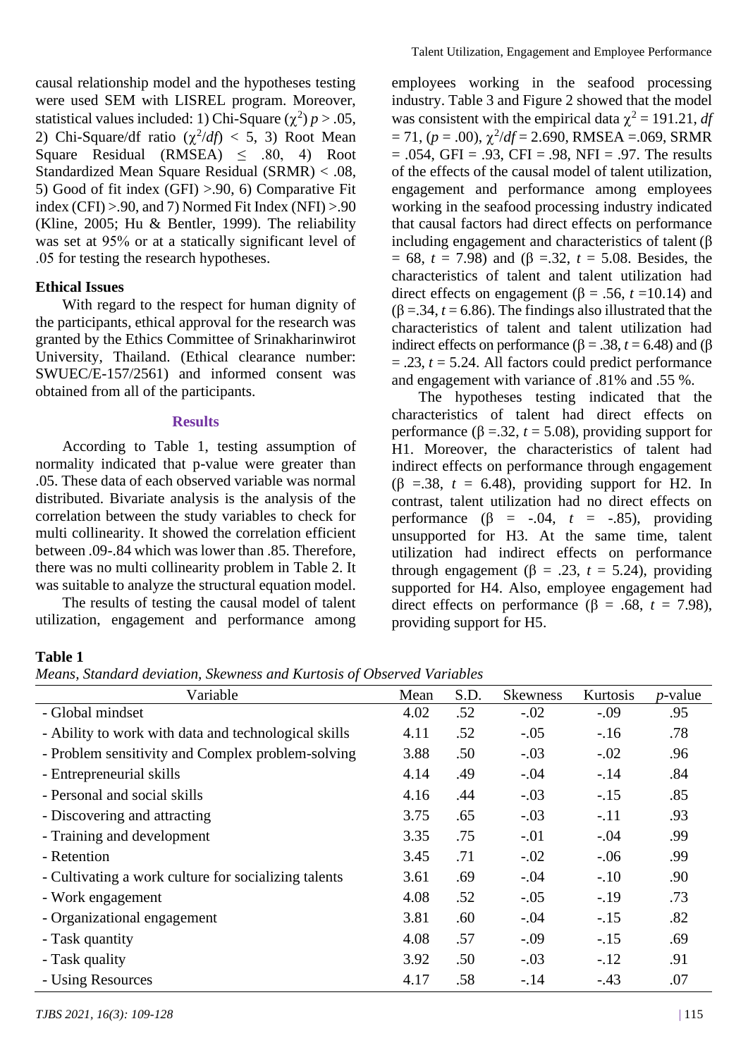causal relationship model and the hypotheses testing were used SEM with LISREL program. Moreover, statistical values included: 1) Chi-Square ($\chi^2$) $p > .05$, 2) Chi-Square/df ratio ($\chi^2/df$) < 5, 3) Root Mean Square Residual (RMSEA) ≤ .80, 4) Root Standardized Mean Square Residual (SRMR) < .08, 5) Good of fit index (GFI) >.90, 6) Comparative Fit index (CFI) >.90, and 7) Normed Fit Index (NFI) >.90 (Kline, 2005; Hu & Bentler, 1999). The reliability was set at 95% or at a statically significant level of .05 for testing the research hypotheses.

**Ethical Issues**

With regard to the respect for human dignity of the participants, ethical approval for the research was granted by the Ethics Committee of Srinakharinwirot University, Thailand. (Ethical clearance number: SWUEC/E-157/2561) and informed consent was obtained from all of the participants.

## Results

According to Table 1, testing assumption of normality indicated that p-value were greater than .05. These data of each observed variable was normal distributed. Bivariate analysis is the analysis of the correlation between the study variables to check for multi collinearity. It showed the correlation efficient between .09-.84 which was lower than .85. Therefore, there was no multi collinearity problem in Table 2. It was suitable to analyze the structural equation model.

The results of testing the causal model of talent utilization, engagement and performance among employees working in the seafood processing industry. Table 3 and Figure 2 showed that the model was consistent with the empirical data $\chi^2 = 191.21$, $df = 71$, ($p = .00$), $\chi^2/df = 2.690$, RMSEA =.069, SRMR = .054, GFI = .93, CFI = .98, NFI = .97. The results of the effects of the causal model of talent utilization, engagement and performance among employees working in the seafood processing industry indicated that causal factors had direct effects on performance including engagement and characteristics of talent (β = 68, $t$ = 7.98) and (β =.32, $t$ = 5.08. Besides, the characteristics of talent and talent utilization had direct effects on engagement (β = .56, $t$ =10.14) and (β =.34, $t$ = 6.86). The findings also illustrated that the characteristics of talent and talent utilization had indirect effects on performance (β = .38, $t$ = 6.48) and (β = .23, $t$ = 5.24. All factors could predict performance and engagement with variance of .81% and .55 %.

The hypotheses testing indicated that the characteristics of talent had direct effects on performance (β =.32, $t$ = 5.08), providing support for H1. Moreover, the characteristics of talent had indirect effects on performance through engagement (β =.38, $t$ = 6.48), providing support for H2. In contrast, talent utilization had no direct effects on performance (β = -.04, $t$ = -.85), providing unsupported for H3. At the same time, talent utilization had indirect effects on performance through engagement (β = .23, $t$ = 5.24), providing supported for H4. Also, employee engagement had direct effects on performance (β = .68, $t$ = 7.98), providing support for H5.

**Table 1**

*Means, Standard deviation, Skewness and Kurtosis of Observed Variables*

| Variable | Mean | S.D. | Skewness | Kurtosis | *p*-value |
|---|---|---|---|---|---|
| - Global mindset | 4.02 | .52 | -.02 | -.09 | .95 |
| - Ability to work with data and technological skills | 4.11 | .52 | -.05 | -.16 | .78 |
| - Problem sensitivity and Complex problem-solving | 3.88 | .50 | -.03 | -.02 | .96 |
| - Entrepreneurial skills | 4.14 | .49 | -.04 | -.14 | .84 |
| - Personal and social skills | 4.16 | .44 | -.03 | -.15 | .85 |
| - Discovering and attracting | 3.75 | .65 | -.03 | -.11 | .93 |
| - Training and development | 3.35 | .75 | -.01 | -.04 | .99 |
| - Retention | 3.45 | .71 | -.02 | -.06 | .99 |
| - Cultivating a work culture for socializing talents | 3.61 | .69 | -.04 | -.10 | .90 |
| - Work engagement | 4.08 | .52 | -.05 | -.19 | .73 |
| - Organizational engagement | 3.81 | .60 | -.04 | -.15 | .82 |
| - Task quantity | 4.08 | .57 | -.09 | -.15 | .69 |
| - Task quality | 3.92 | .50 | -.03 | -.12 | .91 |
| - Using Resources | 4.17 | .58 | -.14 | -.43 | .07 |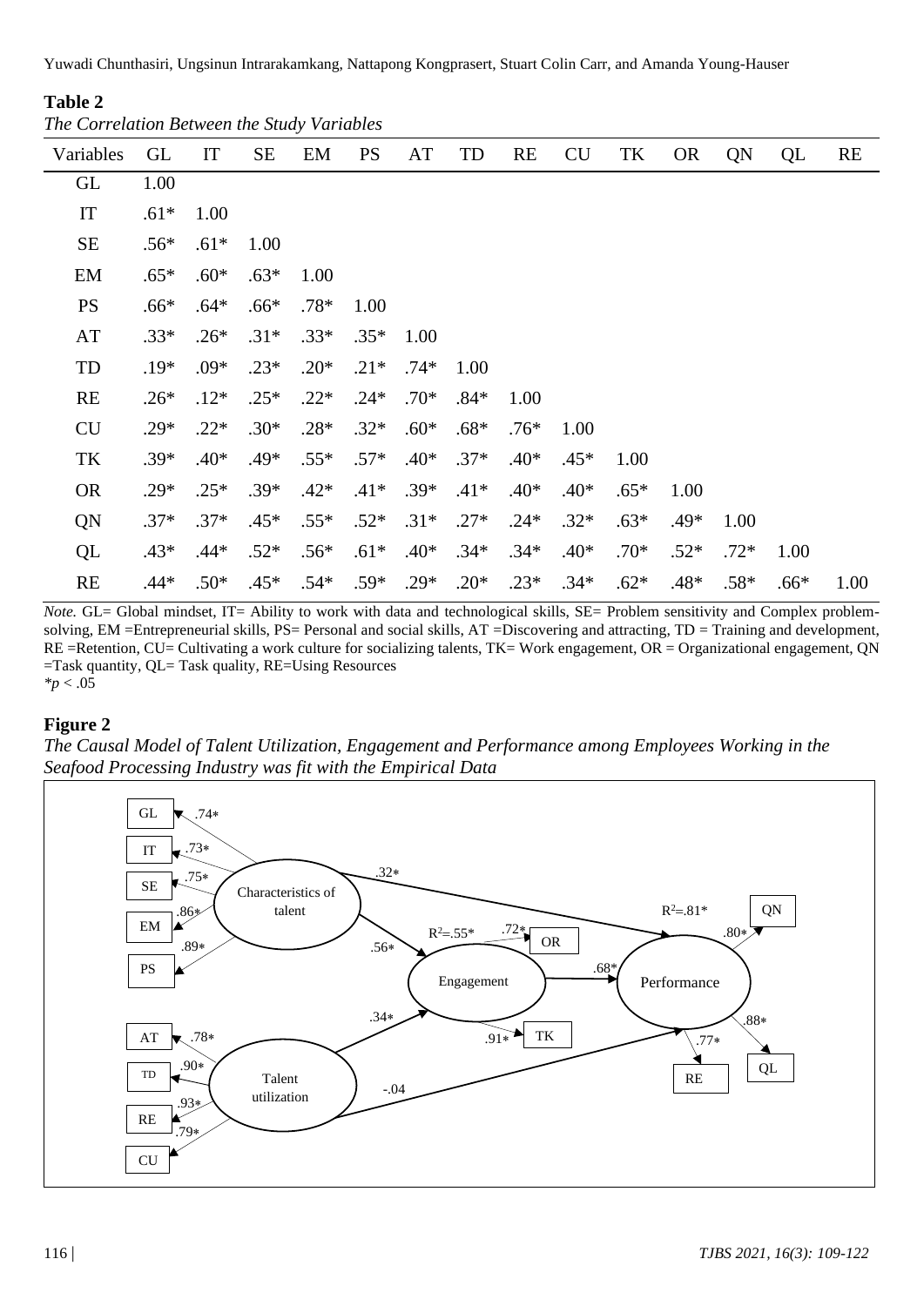**Table 2**

*The Correlation Between the Study Variables*

| Variables | GL | IT | SE | EM | PS | AT | TD | RE | CU | TK | OR | QN | QL | RE |
|---|---|---|---|---|---|---|---|---|---|---|---|---|---|---|
| GL | 1.00 | | | | | | | | | | | | | |
| IT | .61* | 1.00 | | | | | | | | | | | | |
| SE | .56* | .61* | 1.00 | | | | | | | | | | | |
| EM | .65* | .60* | .63* | 1.00 | | | | | | | | | | |
| PS | .66* | .64* | .66* | .78* | 1.00 | | | | | | | | | |
| AT | .33* | .26* | .31* | .33* | .35* | 1.00 | | | | | | | | |
| TD | .19* | .09* | .23* | .20* | .21* | .74* | 1.00 | | | | | | | |
| RE | .26* | .12* | .25* | .22* | .24* | .70* | .84* | 1.00 | | | | | | |
| CU | .29* | .22* | .30* | .28* | .32* | .60* | .68* | .76* | 1.00 | | | | | |
| TK | .39* | .40* | .49* | .55* | .57* | .40* | .37* | .40* | .45* | 1.00 | | | | |
| OR | .29* | .25* | .39* | .42* | .41* | .39* | .41* | .40* | .40* | .65* | 1.00 | | | |
| QN | .37* | .37* | .45* | .55* | .52* | .31* | .27* | .24* | .32* | .63* | .49* | 1.00 | | |
| QL | .43* | .44* | .52* | .56* | .61* | .40* | .34* | .34* | .40* | .70* | .52* | .72* | 1.00 | |
| RE | .44* | .50* | .45* | .54* | .59* | .29* | .20* | .23* | .34* | .62* | .48* | .58* | .66* | 1.00 |

*Note.* GL= Global mindset, IT= Ability to work with data and technological skills, SE= Problem sensitivity and Complex problem-solving, EM =Entrepreneurial skills, PS= Personal and social skills, AT =Discovering and attracting, TD = Training and development, RE =Retention, CU= Cultivating a work culture for socializing talents, TK= Work engagement, OR = Organizational engagement, QN =Task quantity, QL= Task quality, RE=Using Resources

$*p < .05$

**Figure 2**

*The Causal Model of Talent Utilization, Engagement and Performance among Employees Working in the Seafood Processing Industry was fit with the Empirical Data*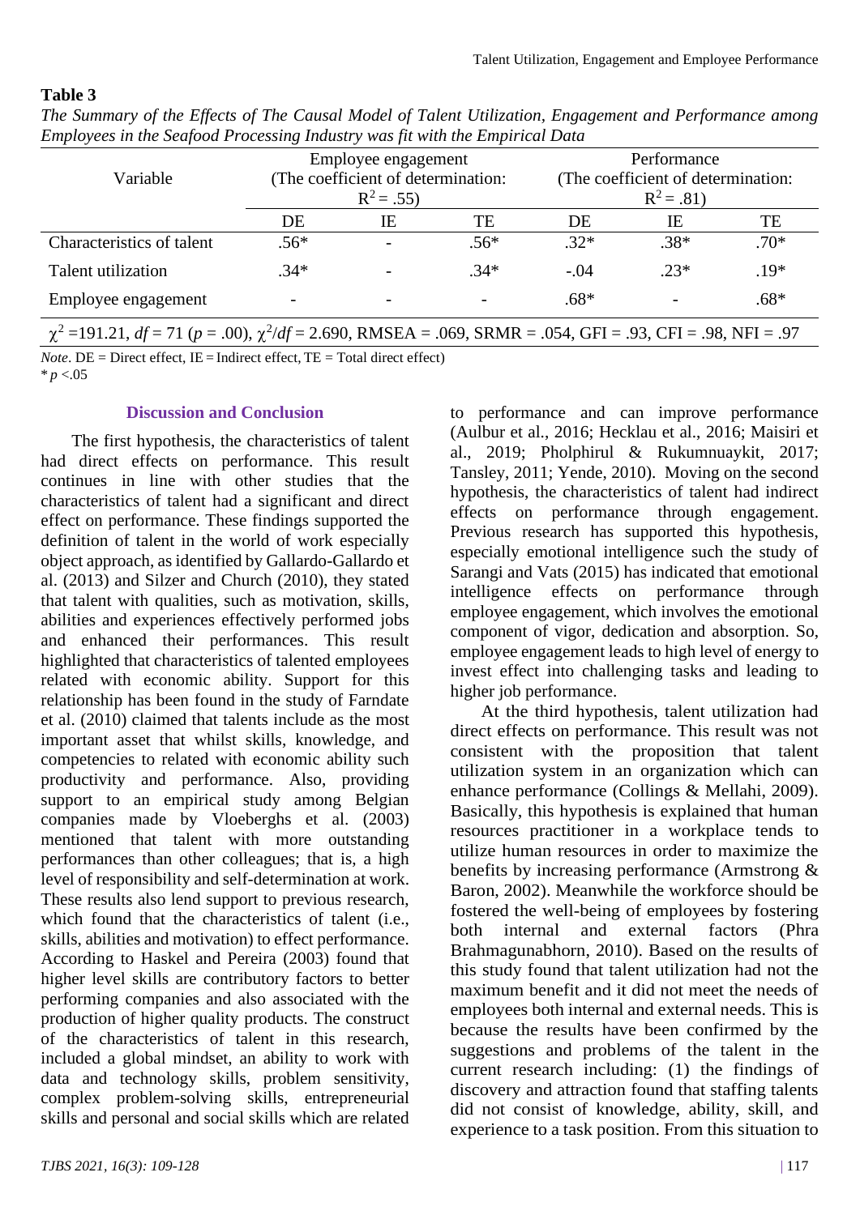**Table 3**

*The Summary of the Effects of The Causal Model of Talent Utilization, Engagement and Performance among Employees in the Seafood Processing Industry was fit with the Empirical Data*

| Variable | Employee engagement (The coefficient of determination: $R^2 = .55$) | | | Performance (The coefficient of determination: $R^2 = .81$) | | |
|---|---|---|---|---|---|---|
| | DE | IE | TE | DE | IE | TE |
| Characteristics of talent | .56* | - | .56* | .32* | .38* | .70* |
| Talent utilization | .34* | - | .34* | -.04 | .23* | .19* |
| Employee engagement | - | - | - | .68* | - | .68* |
| $\chi^2$ =191.21, *df* = 71 (*p* = .00), $\chi^2/df$ = 2.690, RMSEA = .069, SRMR = .054, GFI = .93, CFI = .98, NFI = .97 | | | | | | |

*Note*. DE = Direct effect, IE = Indirect effect, TE = Total direct effect)
\* $p < .05$

## Discussion and Conclusion

The first hypothesis, the characteristics of talent had direct effects on performance. This result continues in line with other studies that the characteristics of talent had a significant and direct effect on performance. These findings supported the definition of talent in the world of work especially object approach, as identified by Gallardo-Gallardo et al. (2013) and Silzer and Church (2010), they stated that talent with qualities, such as motivation, skills, abilities and experiences effectively performed jobs and enhanced their performances. This result highlighted that characteristics of talented employees related with economic ability. Support for this relationship has been found in the study of Farndate et al. (2010) claimed that talents include as the most important asset that whilst skills, knowledge, and competencies to related with economic ability such productivity and performance. Also, providing support to an empirical study among Belgian companies made by Vloeberghs et al. (2003) mentioned that talent with more outstanding performances than other colleagues; that is, a high level of responsibility and self-determination at work. These results also lend support to previous research, which found that the characteristics of talent (i.e., skills, abilities and motivation) to effect performance. According to Haskel and Pereira (2003) found that higher level skills are contributory factors to better performing companies and also associated with the production of higher quality products. The construct of the characteristics of talent in this research, included a global mindset, an ability to work with data and technology skills, problem sensitivity, complex problem-solving skills, entrepreneurial skills and personal and social skills which are related to performance and can improve performance (Aulbur et al., 2016; Hecklau et al., 2016; Maisiri et al., 2019; Pholphirul & Rukumnuaykit, 2017; Tansley, 2011; Yende, 2010). Moving on the second hypothesis, the characteristics of talent had indirect effects on performance through engagement. Previous research has supported this hypothesis, especially emotional intelligence such the study of Sarangi and Vats (2015) has indicated that emotional intelligence effects on performance through employee engagement, which involves the emotional component of vigor, dedication and absorption. So, employee engagement leads to high level of energy to invest effect into challenging tasks and leading to higher job performance.

At the third hypothesis, talent utilization had direct effects on performance. This result was not consistent with the proposition that talent utilization system in an organization which can enhance performance (Collings & Mellahi, 2009). Basically, this hypothesis is explained that human resources practitioner in a workplace tends to utilize human resources in order to maximize the benefits by increasing performance (Armstrong & Baron, 2002). Meanwhile the workforce should be fostered the well-being of employees by fostering both internal and external factors (Phra Brahmagunabhorn, 2010). Based on the results of this study found that talent utilization had not the maximum benefit and it did not meet the needs of employees both internal and external needs. This is because the results have been confirmed by the suggestions and problems of the talent in the current research including: (1) the findings of discovery and attraction found that staffing talents did not consist of knowledge, ability, skill, and experience to a task position. From this situation to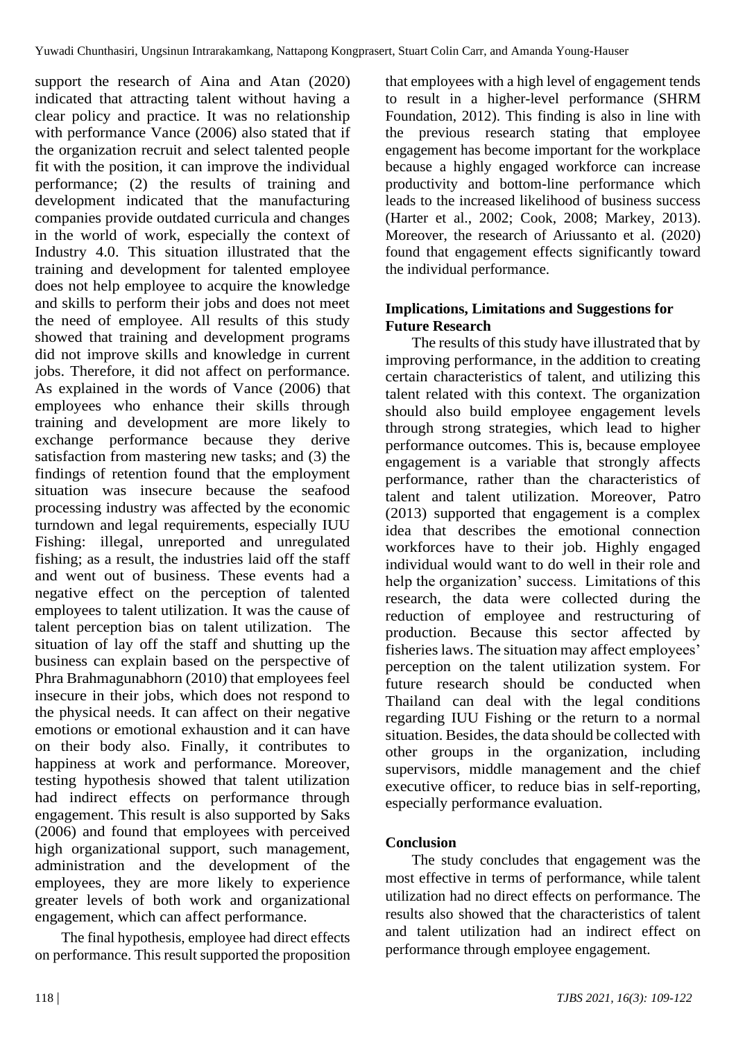support the research of Aina and Atan (2020) indicated that attracting talent without having a clear policy and practice. It was no relationship with performance Vance (2006) also stated that if the organization recruit and select talented people fit with the position, it can improve the individual performance; (2) the results of training and development indicated that the manufacturing companies provide outdated curricula and changes in the world of work, especially the context of Industry 4.0. This situation illustrated that the training and development for talented employee does not help employee to acquire the knowledge and skills to perform their jobs and does not meet the need of employee. All results of this study showed that training and development programs did not improve skills and knowledge in current jobs. Therefore, it did not affect on performance. As explained in the words of Vance (2006) that employees who enhance their skills through training and development are more likely to exchange performance because they derive satisfaction from mastering new tasks; and (3) the findings of retention found that the employment situation was insecure because the seafood processing industry was affected by the economic turndown and legal requirements, especially IUU Fishing: illegal, unreported and unregulated fishing; as a result, the industries laid off the staff and went out of business. These events had a negative effect on the perception of talented employees to talent utilization. It was the cause of talent perception bias on talent utilization. The situation of lay off the staff and shutting up the business can explain based on the perspective of Phra Brahmagunabhorn (2010) that employees feel insecure in their jobs, which does not respond to the physical needs. It can affect on their negative emotions or emotional exhaustion and it can have on their body also. Finally, it contributes to happiness at work and performance. Moreover, testing hypothesis showed that talent utilization had indirect effects on performance through engagement. This result is also supported by Saks (2006) and found that employees with perceived high organizational support, such management, administration and the development of the employees, they are more likely to experience greater levels of both work and organizational engagement, which can affect performance.

The final hypothesis, employee had direct effects on performance. This result supported the proposition that employees with a high level of engagement tends to result in a higher-level performance (SHRM Foundation, 2012). This finding is also in line with the previous research stating that employee engagement has become important for the workplace because a highly engaged workforce can increase productivity and bottom-line performance which leads to the increased likelihood of business success (Harter et al., 2002; Cook, 2008; Markey, 2013). Moreover, the research of Ariussanto et al. (2020) found that engagement effects significantly toward the individual performance.

**Implications, Limitations and Suggestions for Future Research**

The results of this study have illustrated that by improving performance, in the addition to creating certain characteristics of talent, and utilizing this talent related with this context. The organization should also build employee engagement levels through strong strategies, which lead to higher performance outcomes. This is, because employee engagement is a variable that strongly affects performance, rather than the characteristics of talent and talent utilization. Moreover, Patro (2013) supported that engagement is a complex idea that describes the emotional connection workforces have to their job. Highly engaged individual would want to do well in their role and help the organization' success. Limitations of this research, the data were collected during the reduction of employee and restructuring of production. Because this sector affected by fisheries laws. The situation may affect employees' perception on the talent utilization system. For future research should be conducted when Thailand can deal with the legal conditions regarding IUU Fishing or the return to a normal situation. Besides, the data should be collected with other groups in the organization, including supervisors, middle management and the chief executive officer, to reduce bias in self-reporting, especially performance evaluation.

**Conclusion**

The study concludes that engagement was the most effective in terms of performance, while talent utilization had no direct effects on performance. The results also showed that the characteristics of talent and talent utilization had an indirect effect on performance through employee engagement.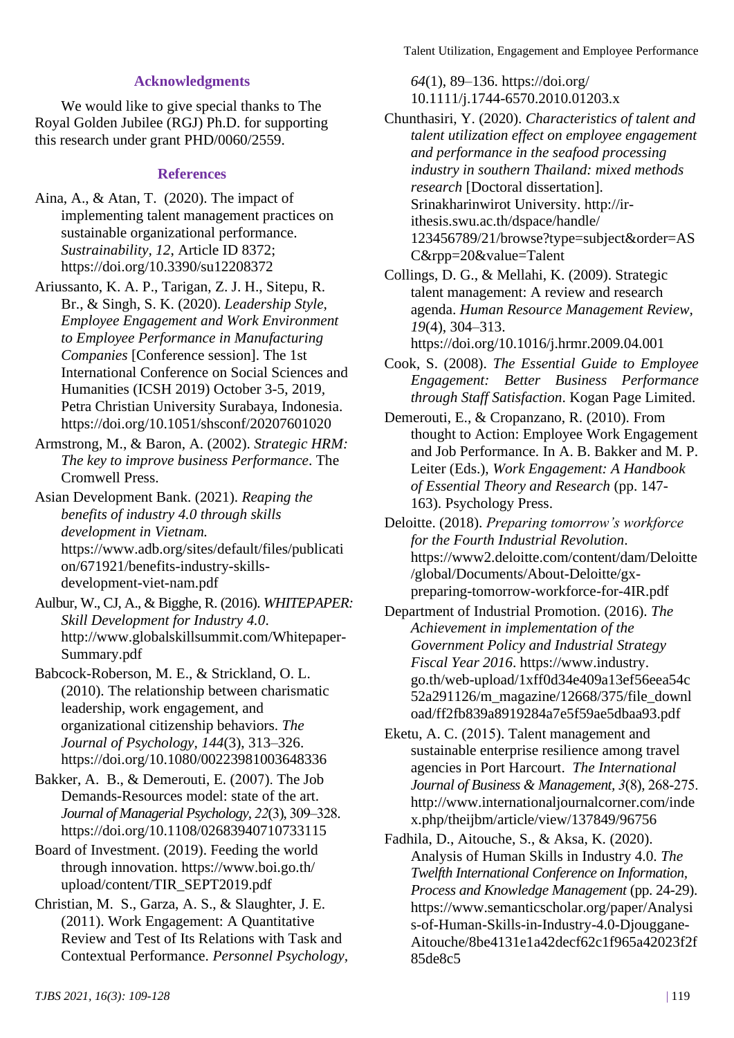## Acknowledgments

We would like to give special thanks to The Royal Golden Jubilee (RGJ) Ph.D. for supporting this research under grant PHD/0060/2559.

## References

Aina, A., & Atan, T. (2020). The impact of implementing talent management practices on sustainable organizational performance. *Sustrainability*, *12*, Article ID 8372; https://doi.org/10.3390/su12208372

Ariussanto, K. A. P., Tarigan, Z. J. H., Sitepu, R. Br., & Singh, S. K. (2020). *Leadership Style, Employee Engagement and Work Environment to Employee Performance in Manufacturing Companies* [Conference session]. The 1st International Conference on Social Sciences and Humanities (ICSH 2019) October 3-5, 2019, Petra Christian University Surabaya, Indonesia. https://doi.org/10.1051/shsconf/20207601020

Armstrong, M., & Baron, A. (2002). *Strategic HRM: The key to improve business Performance*. The Cromwell Press.

Asian Development Bank. (2021). *Reaping the benefits of industry 4.0 through skills development in Vietnam.* https://www.adb.org/sites/default/files/publication/671921/benefits-industry-skills-development-viet-nam.pdf

Aulbur, W., CJ, A., & Bigghe, R. (2016). *WHITEPAPER: Skill Development for Industry 4.0*. http://www.globalskillsummit.com/Whitepaper-Summary.pdf

Babcock-Roberson, M. E., & Strickland, O. L. (2010). The relationship between charismatic leadership, work engagement, and organizational citizenship behaviors. *The Journal of Psychology*, *144*(3), 313–326. https://doi.org/10.1080/00223981003648336

Bakker, A. B., & Demerouti, E. (2007). The Job Demands-Resources model: state of the art. *Journal of Managerial Psychology*, *22*(3), 309–328. https://doi.org/10.1108/02683940710733115

Board of Investment. (2019). Feeding the world through innovation. https://www.boi.go.th/upload/content/TIR_SEPT2019.pdf

Christian, M. S., Garza, A. S., & Slaughter, J. E. (2011). Work Engagement: A Quantitative Review and Test of Its Relations with Task and Contextual Performance. *Personnel Psychology*, *64*(1), 89–136. https://doi.org/10.1111/j.1744-6570.2010.01203.x

Chunthasiri, Y. (2020). *Characteristics of talent and talent utilization effect on employee engagement and performance in the seafood processing industry in southern Thailand: mixed methods research* [Doctoral dissertation]. Srinakharinwirot University. http://ir-ithesis.swu.ac.th/dspace/handle/123456789/21/browse?type=subject&order=ASC&rpp=20&value=Talent

Collings, D. G., & Mellahi, K. (2009). Strategic talent management: A review and research agenda. *Human Resource Management Review*, *19*(4), 304–313. https://doi.org/10.1016/j.hrmr.2009.04.001

Cook, S. (2008). *The Essential Guide to Employee Engagement: Better Business Performance through Staff Satisfaction*. Kogan Page Limited.

Demerouti, E., & Cropanzano, R. (2010). From thought to Action: Employee Work Engagement and Job Performance. In A. B. Bakker and M. P. Leiter (Eds.), *Work Engagement: A Handbook of Essential Theory and Research* (pp. 147-163). Psychology Press.

Deloitte. (2018). *Preparing tomorrow's workforce for the Fourth Industrial Revolution*. https://www2.deloitte.com/content/dam/Deloitte/global/Documents/About-Deloitte/gx-preparing-tomorrow-workforce-for-4IR.pdf

Department of Industrial Promotion. (2016). *The Achievement in implementation of the Government Policy and Industrial Strategy Fiscal Year 2016*. https://www.industry.go.th/web-upload/1xff0d34e409a13ef56eea54c52a291126/m_magazine/12668/375/file_download/ff2fb839a8919284a7e5f59ae5dbaa93.pdf

Eketu, A. C. (2015). Talent management and sustainable enterprise resilience among travel agencies in Port Harcourt. *The International Journal of Business & Management*, *3*(8), 268-275. http://www.internationaljournalcorner.com/index.php/theijbm/article/view/137849/96756

Fadhila, D., Aitouche, S., & Aksa, K. (2020). Analysis of Human Skills in Industry 4.0. *The Twelfth International Conference on Information, Process and Knowledge Management* (pp. 24-29). https://www.semanticscholar.org/paper/Analysis-of-Human-Skills-in-Industry-4.0-Djouggane-Aitouche/8be4131e1a42decf62c1f965a42023f2f85de8c5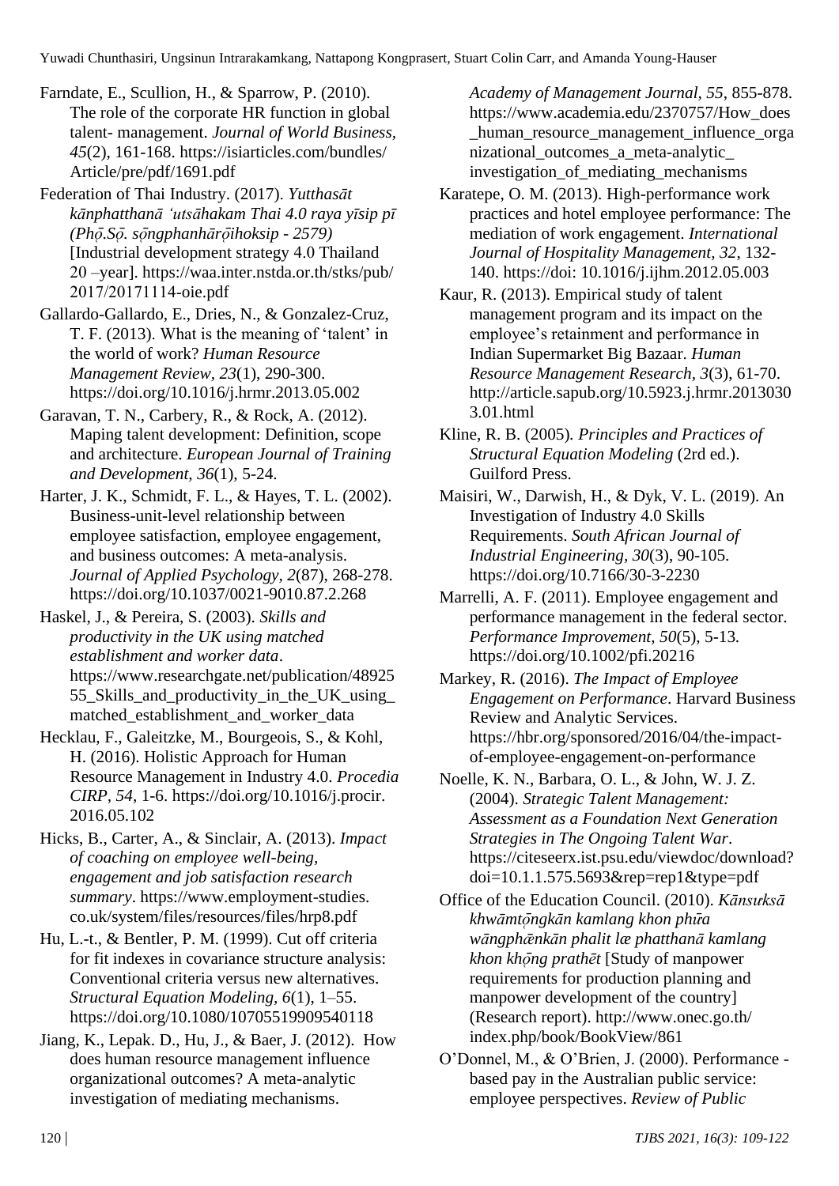Farndate, E., Scullion, H., & Sparrow, P. (2010). The role of the corporate HR function in global talent- management. *Journal of World Business, 45*(2), 161-168. https://isiarticles.com/bundles/Article/pre/pdf/1691.pdf

Federation of Thai Industry. (2017). *Yutthasāt kānphatthanā ʻutsāhakam Thai 4.0 raya yīsip pī (Phō̜.Sō̜. sō̜ngphanhārō̜ihoksip - 2579)* [Industrial development strategy 4.0 Thailand 20 –year]. https://waa.inter.nstda.or.th/stks/pub/2017/20171114-oie.pdf

Gallardo-Gallardo, E., Dries, N., & Gonzalez-Cruz, T. F. (2013). What is the meaning of 'talent' in the world of work? *Human Resource Management Review, 23*(1), 290-300. https://doi.org/10.1016/j.hrmr.2013.05.002

Garavan, T. N., Carbery, R., & Rock, A. (2012). Maping talent development: Definition, scope and architecture. *European Journal of Training and Development, 36*(1), 5-24.

Harter, J. K., Schmidt, F. L., & Hayes, T. L. (2002). Business-unit-level relationship between employee satisfaction, employee engagement, and business outcomes: A meta-analysis. *Journal of Applied Psychology, 2*(87), 268-278. https://doi.org/10.1037/0021-9010.87.2.268

Haskel, J., & Pereira, S. (2003). *Skills and productivity in the UK using matched establishment and worker data*. https://www.researchgate.net/publication/4892555_Skills_and_productivity_in_the_UK_using_matched_establishment_and_worker_data

Hecklau, F., Galeitzke, M., Bourgeois, S., & Kohl, H. (2016). Holistic Approach for Human Resource Management in Industry 4.0. *Procedia CIRP, 54*, 1-6. https://doi.org/10.1016/j.procir.2016.05.102

Hicks, B., Carter, A., & Sinclair, A. (2013). *Impact of coaching on employee well-being, engagement and job satisfaction research summary*. https://www.employment-studies.co.uk/system/files/resources/files/hrp8.pdf

Hu, L.-t., & Bentler, P. M. (1999). Cut off criteria for fit indexes in covariance structure analysis: Conventional criteria versus new alternatives. *Structural Equation Modeling, 6*(1), 1–55. https://doi.org/10.1080/10705519909540118

Jiang, K., Lepak. D., Hu, J., & Baer, J. (2012). How does human resource management influence organizational outcomes? A meta-analytic investigation of mediating mechanisms. *Academy of Management Journal, 55*, 855-878. https://www.academia.edu/2370757/How_does_human_resource_management_influence_organizational_outcomes_a_meta-analytic_investigation_of_mediating_mechanisms

Karatepe, O. M. (2013). High-performance work practices and hotel employee performance: The mediation of work engagement. *International Journal of Hospitality Management, 32*, 132-140. https://doi: 10.1016/j.ijhm.2012.05.003

Kaur, R. (2013). Empirical study of talent management program and its impact on the employee's retainment and performance in Indian Supermarket Big Bazaar. *Human Resource Management Research, 3*(3), 61-70. http://article.sapub.org/10.5923.j.hrmr.20130303.01.html

Kline, R. B. (2005). *Principles and Practices of Structural Equation Modeling* (2rd ed.). Guilford Press.

Maisiri, W., Darwish, H., & Dyk, V. L. (2019). An Investigation of Industry 4.0 Skills Requirements. *South African Journal of Industrial Engineering, 30*(3), 90-105. https://doi.org/10.7166/30-3-2230

Marrelli, A. F. (2011). Employee engagement and performance management in the federal sector. *Performance Improvement, 50*(5), 5-13. https://doi.org/10.1002/pfi.20216

Markey, R. (2016). *The Impact of Employee Engagement on Performance*. Harvard Business Review and Analytic Services. https://hbr.org/sponsored/2016/04/the-impact-of-employee-engagement-on-performance

Noelle, K. N., Barbara, O. L., & John, W. J. Z. (2004). *Strategic Talent Management: Assessment as a Foundation Next Generation Strategies in The Ongoing Talent War*. https://citeseerx.ist.psu.edu/viewdoc/download?doi=10.1.1.575.5693&rep=rep1&type=pdf

Office of the Education Council. (2010). *Kānsưksā khwāmtō̜ngkān kamlang khon phư̄a wāngphǣnkān phalit lǣ phatthanā kamlang khon khō̜ng prathēt* [Study of manpower requirements for production planning and manpower development of the country] (Research report). http://www.onec.go.th/index.php/book/BookView/861

O'Donnel, M., & O'Brien, J. (2000). Performance - based pay in the Australian public service: employee perspectives. *Review of Public*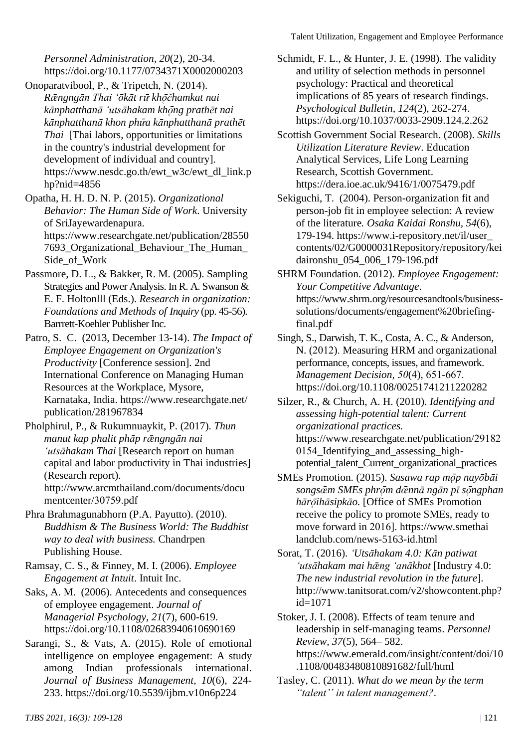*Personnel Administration, 20*(2), 20-34. https://doi.org/10.1177/0734371X0002000203

Onoparatvibool, P., & Tripetch, N. (2014). *Rǣngngān Thai ʻōkāt rư̄ khọ̄čhamkat nai kānphatthanā ʻutsāhakam khọ̄ng prathēt nai kānphatthanā khon phư̄a kānphatthanā prathēt Thai* [Thai labors, opportunities or limitations in the country's industrial development for development of individual and country]. https://www.nesdc.go.th/ewt_w3c/ewt_dl_link.php?nid=4856

Opatha, H. H. D. N. P. (2015). *Organizational Behavior: The Human Side of Work*. University of SriJayewardenapura. https://www.researchgate.net/publication/285507693_Organizational_Behaviour_The_Human_Side_of_Work

Passmore, D. L., & Bakker, R. M. (2005). Sampling Strategies and Power Analysis. In R. A. Swanson & E. F. Holtonlll (Eds.). *Research in organization: Foundations and Methods of Inquiry* (pp. 45-56). Barrrett-Koehler Publisher Inc.

Patro, S. C. (2013, December 13-14). *The Impact of Employee Engagement on Organization's Productivity* [Conference session]. 2nd International Conference on Managing Human Resources at the Workplace, Mysore, Karnataka, India. https://www.researchgate.net/publication/281967834

Pholphirul, P., & Rukumnuaykit, P. (2017). *Thun manut kap phalit phāp rǣngngān nai ʻutsāhakam Thai* [Research report on human capital and labor productivity in Thai industries] (Research report). http://www.arcmthailand.com/documents/documentcenter/30759.pdf

Phra Brahmagunabhorn (P.A. Payutto). (2010). *Buddhism & The Business World: The Buddhist way to deal with business.* Chandrpen Publishing House.

Ramsay, C. S., & Finney, M. I. (2006). *Employee Engagement at Intuit*. Intuit Inc.

Saks, A. M. (2006). Antecedents and consequences of employee engagement. *Journal of Managerial Psychology, 21*(7), 600-619. https://doi.org/10.1108/02683940610690169

Sarangi, S., & Vats, A. (2015). Role of emotional intelligence on employee engagement: A study among Indian professionals international. *Journal of Business Management, 10*(6), 224-233. https://doi.org/10.5539/ijbm.v10n6p224

Schmidt, F. L., & Hunter, J. E. (1998). The validity and utility of selection methods in personnel psychology: Practical and theoretical implications of 85 years of research findings. *Psychological Bulletin, 124*(2), 262-274. https://doi.org/10.1037/0033-2909.124.2.262

Scottish Government Social Research. (2008). *Skills Utilization Literature Review*. Education Analytical Services, Life Long Learning Research, Scottish Government. https://dera.ioe.ac.uk/9416/1/0075479.pdf

Sekiguchi, T. (2004). Person-organization fit and person-job fit in employee selection: A review of the literature*. Osaka Kaidai Ronshu, 54*(6), 179-194. https://www.i-repository.net/il/user_contents/02/G0000031Repository/repository/keidaironshu_054_006_179-196.pdf

SHRM Foundation. (2012). *Employee Engagement: Your Competitive Advantage*. https://www.shrm.org/resourcesandtools/business-solutions/documents/engagement%20briefing-final.pdf

Singh, S., Darwish, T. K., Costa, A. C., & Anderson, N. (2012). Measuring HRM and organizational performance, concepts, issues, and framework. *Management Decision, 50*(4), 651-667. https://doi.org/10.1108/00251741211220282

Silzer, R., & Church, A. H. (2010). *Identifying and assessing high-potential talent: Current organizational practices.* https://www.researchgate.net/publication/291820154_Identifying_and_assessing_high-potential_talent_Current_organizational_practices

SMEs Promotion. (2015). *Sasawa rap mọ̄p nayōbāi songsœ̄m SMEs phrọ̄m dœ̄nnā ngān pī sọ̄ngphan hārọ̄ihāsipkāo.* [Office of SMEs Promotion receive the policy to promote SMEs, ready to move forward in 2016]. https://www.smethailandclub.com/news-5163-id.html

Sorat, T. (2016). *ʻUtsāhakam 4.0: Kān patiwat ʻutsāhakam mai hǣng ʻanākhot* [Industry 4.0: *The new industrial revolution in the future*]. http://www.tanitsorat.com/v2/showcontent.php?id=1071

Stoker, J. I. (2008). Effects of team tenure and leadership in self-managing teams. *Personnel Review, 37*(5), 564– 582. https://www.emerald.com/insight/content/doi/10.1108/00483480810891682/full/html

Tasley, C. (2011). *What do we mean by the term ''talent'' in talent management?*.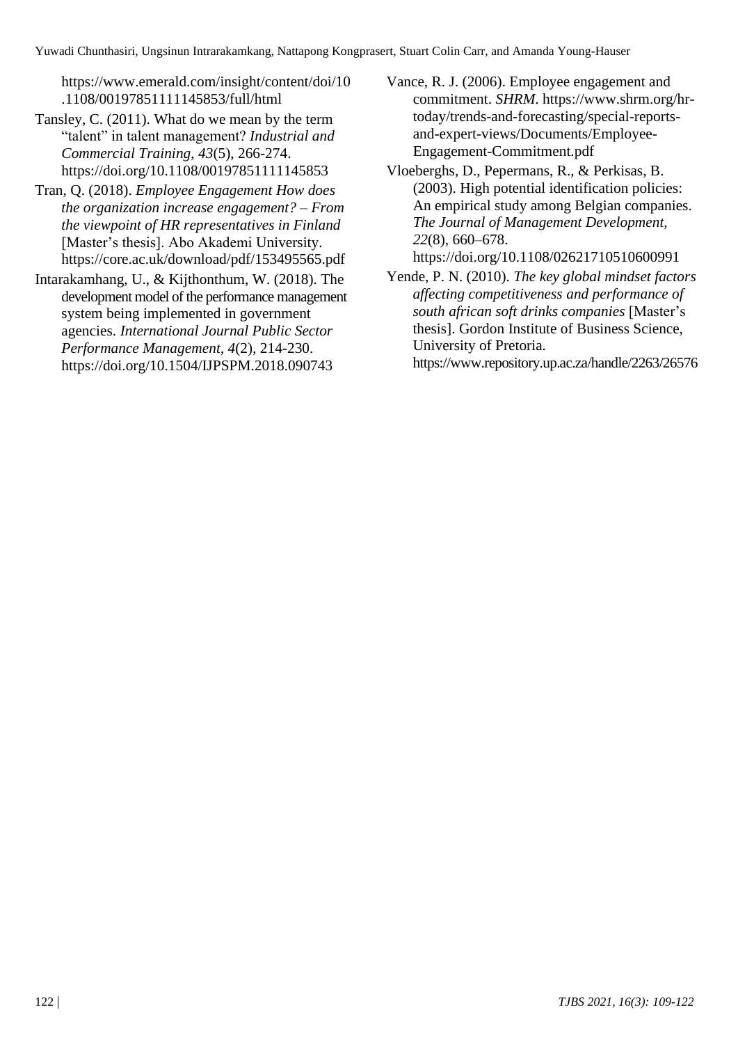https://www.emerald.com/insight/content/doi/10.1108/00197851111145853/full/html

Tansley, C. (2011). What do we mean by the term "talent" in talent management? *Industrial and Commercial Training, 43*(5), 266-274. https://doi.org/10.1108/00197851111145853

Tran, Q. (2018). *Employee Engagement How does the organization increase engagement? – From the viewpoint of HR representatives in Finland* [Master's thesis]. Abo Akademi University. https://core.ac.uk/download/pdf/153495565.pdf

Intarakamhang, U., & Kijthonthum, W. (2018). The development model of the performance management system being implemented in government agencies. *International Journal Public Sector Performance Management, 4*(2), 214-230. https://doi.org/10.1504/IJPSPM.2018.090743

Vance, R. J. (2006). Employee engagement and commitment. *SHRM*. https://www.shrm.org/hr-today/trends-and-forecasting/special-reports-and-expert-views/Documents/Employee-Engagement-Commitment.pdf

Vloeberghs, D., Pepermans, R., & Perkisas, B. (2003). High potential identification policies: An empirical study among Belgian companies. *The Journal of Management Development, 22*(8), 660–678. https://doi.org/10.1108/02621710510600991

Yende, P. N. (2010). *The key global mindset factors affecting competitiveness and performance of south african soft drinks companies* [Master's thesis]. Gordon Institute of Business Science, University of Pretoria. https://www.repository.up.ac.za/handle/2263/26576